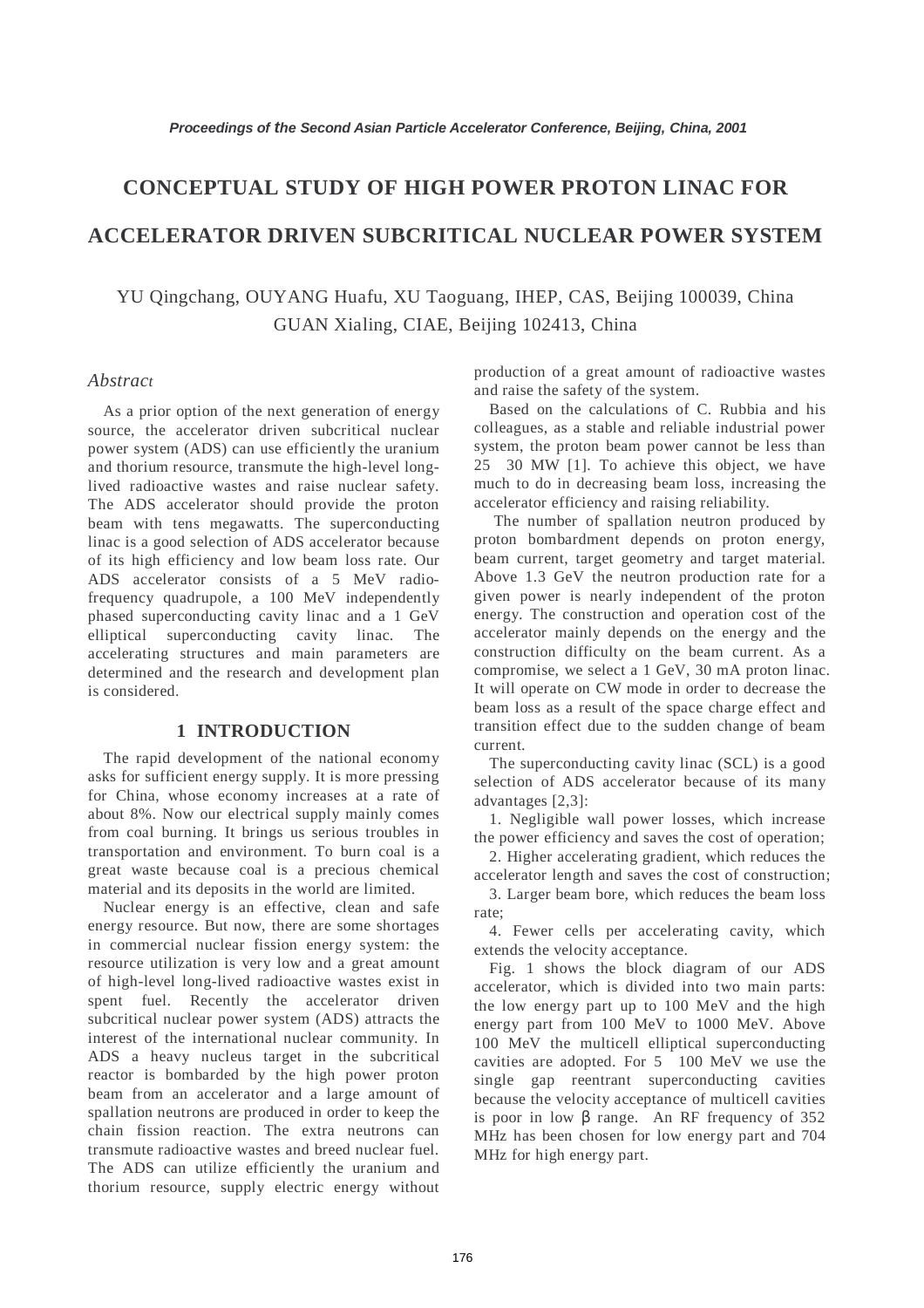# CONCEPTUAL STUDY OF HIGH POWER PROTON LINAC FOR ACCELERATOR DRIVEN SUBCRITICAL NUCLEAR POWER SYSTEM

YU Qingchang, OUYANG Huafu, XU Taoguang, IHEP, CAS, Beijing 100039, China
GUAN Xialing, CIAE, Beijing 102413, China

### *Abstract*

As a prior option of the next generation of energy source, the accelerator driven subcritical nuclear power system (ADS) can use efficiently the uranium and thorium resource, transmute the high-level long-lived radioactive wastes and raise nuclear safety. The ADS accelerator should provide the proton beam with tens megawatts. The superconducting linac is a good selection of ADS accelerator because of its high efficiency and low beam loss rate. Our ADS accelerator consists of a 5 MeV radio-frequency quadrupole, a 100 MeV independently phased superconducting cavity linac and a 1 GeV elliptical superconducting cavity linac. The accelerating structures and main parameters are determined and the research and development plan is considered.

## 1 INTRODUCTION

The rapid development of the national economy asks for sufficient energy supply. It is more pressing for China, whose economy increases at a rate of about 8%. Now our electrical supply mainly comes from coal burning. It brings us serious troubles in transportation and environment. To burn coal is a great waste because coal is a precious chemical material and its deposits in the world are limited.

Nuclear energy is an effective, clean and safe energy resource. But now, there are some shortages in commercial nuclear fission energy system: the resource utilization is very low and a great amount of high-level long-lived radioactive wastes exist in spent fuel. Recently the accelerator driven subcritical nuclear power system (ADS) attracts the interest of the international nuclear community. In ADS a heavy nucleus target in the subcritical reactor is bombarded by the high power proton beam from an accelerator and a large amount of spallation neutrons are produced in order to keep the chain fission reaction. The extra neutrons can transmute radioactive wastes and breed nuclear fuel. The ADS can utilize efficiently the uranium and thorium resource, supply electric energy without production of a great amount of radioactive wastes and raise the safety of the system.

Based on the calculations of C. Rubbia and his colleagues, as a stable and reliable industrial power system, the proton beam power cannot be less than 25 30 MW [1]. To achieve this object, we have much to do in decreasing beam loss, increasing the accelerator efficiency and raising reliability.

The number of spallation neutron produced by proton bombardment depends on proton energy, beam current, target geometry and target material. Above 1.3 GeV the neutron production rate for a given power is nearly independent of the proton energy. The construction and operation cost of the accelerator mainly depends on the energy and the construction difficulty on the beam current. As a compromise, we select a 1 GeV, 30 mA proton linac. It will operate on CW mode in order to decrease the beam loss as a result of the space charge effect and transition effect due to the sudden change of beam current.

The superconducting cavity linac (SCL) is a good selection of ADS accelerator because of its many advantages [2,3]:

1. Negligible wall power losses, which increase the power efficiency and saves the cost of operation;
2. Higher accelerating gradient, which reduces the accelerator length and saves the cost of construction;
3. Larger beam bore, which reduces the beam loss rate;
4. Fewer cells per accelerating cavity, which extends the velocity acceptance.

Fig. 1 shows the block diagram of our ADS accelerator, which is divided into two main parts: the low energy part up to 100 MeV and the high energy part from 100 MeV to 1000 MeV. Above 100 MeV the multicell elliptical superconducting cavities are adopted. For 5 100 MeV we use the single gap reentrant superconducting cavities because the velocity acceptance of multicell cavities is poor in low $\beta$ range. An RF frequency of 352 MHz has been chosen for low energy part and 704 MHz for high energy part.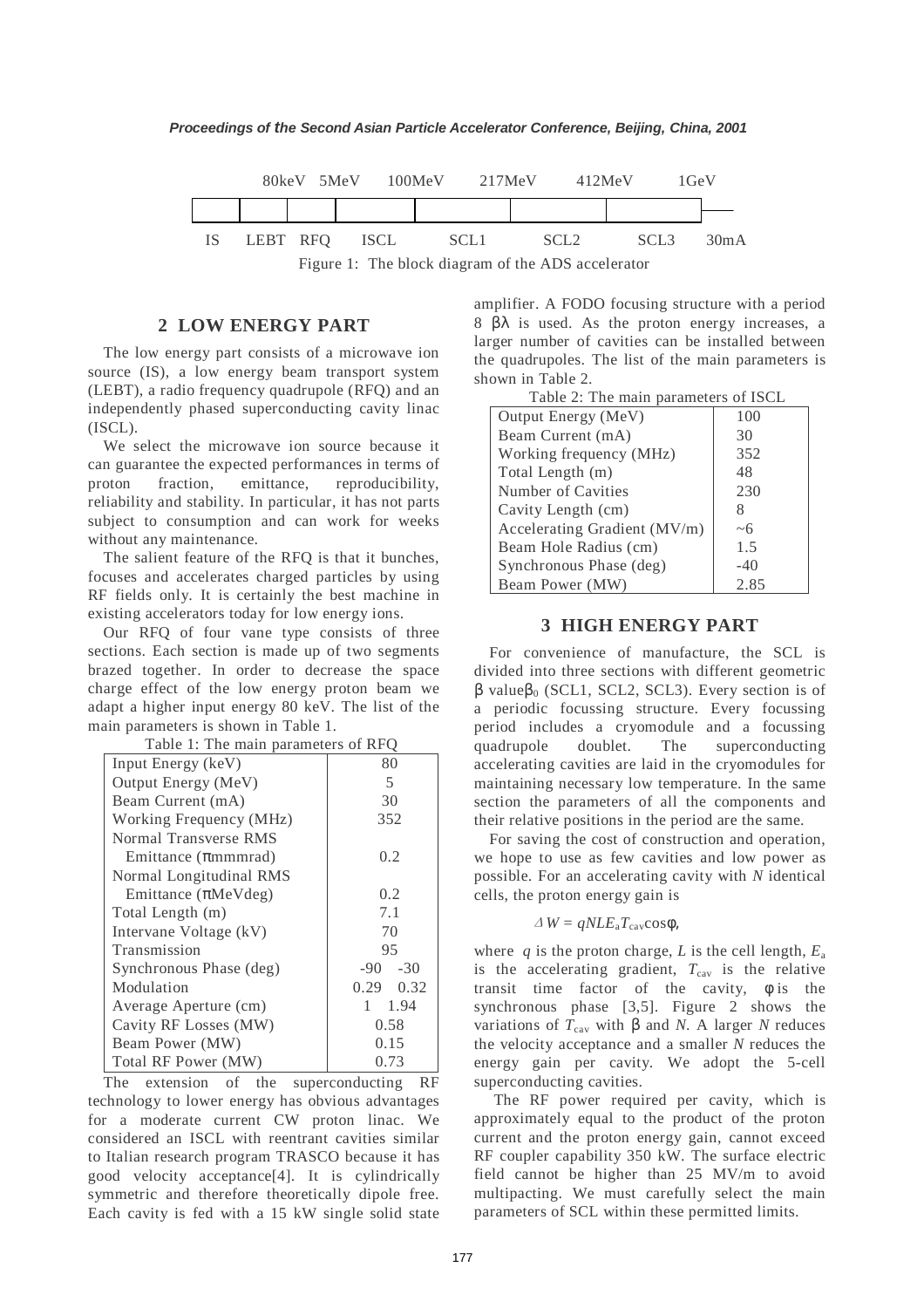| 80keV | 5MeV | 100MeV | 217MeV | 412MeV | 1GeV | |
|---|---|---|---|---|---|---|
| IS | LEBT | RFQ | ISCL | SCL1 | SCL2 | SCL3 | 30mA |

Figure 1: The block diagram of the ADS accelerator

## 2 LOW ENERGY PART

The low energy part consists of a microwave ion source (IS), a low energy beam transport system (LEBT), a radio frequency quadrupole (RFQ) and an independently phased superconducting cavity linac (ISCL).

We select the microwave ion source because it can guarantee the expected performances in terms of proton fraction, emittance, reproducibility, reliability and stability. In particular, it has not parts subject to consumption and can work for weeks without any maintenance.

The salient feature of the RFQ is that it bunches, focuses and accelerates charged particles by using RF fields only. It is certainly the best machine in existing accelerators today for low energy ions.

Our RFQ of four vane type consists of three sections. Each section is made up of two segments brazed together. In order to decrease the space charge effect of the low energy proton beam we adapt a higher input energy 80 keV. The list of the main parameters is shown in Table 1.

Table 1: The main parameters of RFQ

| Parameter | Value |
|---|---|
| Input Energy (keV) | 80 |
| Output Energy (MeV) | 5 |
| Beam Current (mA) | 30 |
| Working Frequency (MHz) | 352 |
| Normal Transverse RMS Emittance (πmmmrad) | 0.2 |
| Normal Longitudinal RMS Emittance (πMeVdeg) | 0.2 |
| Total Length (m) | 7.1 |
| Intervane Voltage (kV) | 70 |
| Transmission | 95 |
| Synchronous Phase (deg) | -90 -30 |
| Modulation | 0.29 0.32 |
| Average Aperture (cm) | 1 1.94 |
| Cavity RF Losses (MW) | 0.58 |
| Beam Power (MW) | 0.15 |
| Total RF Power (MW) | 0.73 |

The extension of the superconducting RF technology to lower energy has obvious advantages for a moderate current CW proton linac. We considered an ISCL with reentrant cavities similar to Italian research program TRASCO because it has good velocity acceptance[4]. It is cylindrically symmetric and therefore theoretically dipole free. Each cavity is fed with a 15 kW single solid state amplifier. A FODO focusing structure with a period 8 $\beta\lambda$ is used. As the proton energy increases, a larger number of cavities can be installed between the quadrupoles. The list of the main parameters is shown in Table 2.

Table 2: The main parameters of ISCL

| Parameter | Value |
|---|---|
| Output Energy (MeV) | 100 |
| Beam Current (mA) | 30 |
| Working frequency (MHz) | 352 |
| Total Length (m) | 48 |
| Number of Cavities | 230 |
| Cavity Length (cm) | 8 |
| Accelerating Gradient (MV/m) | ~6 |
| Beam Hole Radius (cm) | 1.5 |
| Synchronous Phase (deg) | -40 |
| Beam Power (MW) | 2.85 |

## 3 HIGH ENERGY PART

For convenience of manufacture, the SCL is divided into three sections with different geometric $\beta$ value $\beta_0$ (SCL1, SCL2, SCL3). Every section is of a periodic focussing structure. Every focussing period includes a cryomodule and a focussing quadrupole doublet. The superconducting accelerating cavities are laid in the cryomodules for maintaining necessary low temperature. In the same section the parameters of all the components and their relative positions in the period are the same.

For saving the cost of construction and operation, we hope to use as few cavities and low power as possible. For an accelerating cavity with $N$ identical cells, the proton energy gain is

$$\Delta W = qNLE_a T_{cav}\cos\phi,$$

where $q$ is the proton charge, $L$ is the cell length, $E_a$ is the accelerating gradient, $T_{cav}$ is the relative transit time factor of the cavity, $\phi$ is the synchronous phase [3,5]. Figure 2 shows the variations of $T_{cav}$ with $\beta$ and $N$. A larger $N$ reduces the velocity acceptance and a smaller $N$ reduces the energy gain per cavity. We adopt the 5-cell superconducting cavities.

The RF power required per cavity, which is approximately equal to the product of the proton current and the proton energy gain, cannot exceed RF coupler capability 350 kW. The surface electric field cannot be higher than 25 MV/m to avoid multipacting. We must carefully select the main parameters of SCL within these permitted limits.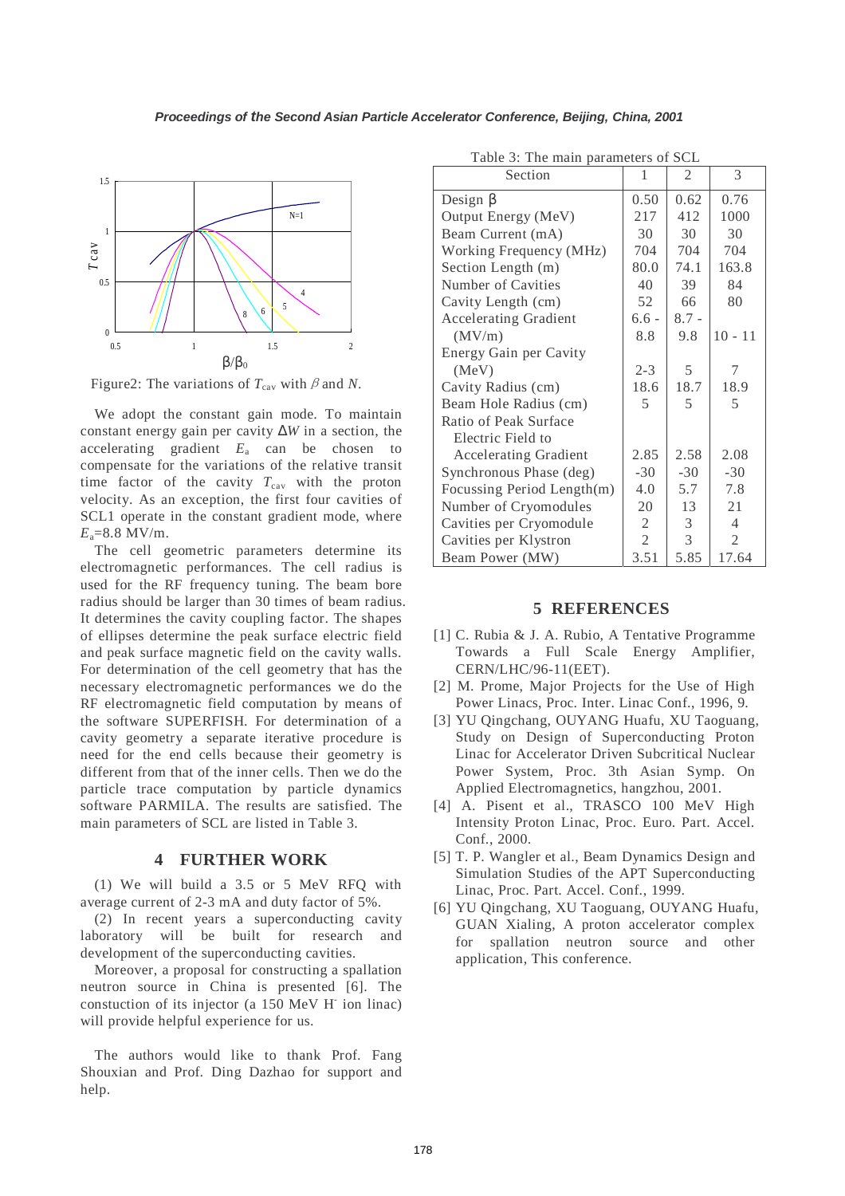1.5

1

0.5

0

0.5 1 1.5 2

$T_{cav}$

$\beta/\beta_0$

N=1

4

5

6

8

Figure2: The variations of $T_{cav}$ with $\beta$ and $N$.

We adopt the constant gain mode. To maintain constant energy gain per cavity $\Delta W$ in a section, the accelerating gradient $E_a$ can be chosen to compensate for the variations of the relative transit time factor of the cavity $T_{cav}$ with the proton velocity. As an exception, the first four cavities of SCL1 operate in the constant gradient mode, where $E_a$=8.8 MV/m.

The cell geometric parameters determine its electromagnetic performances. The cell radius is used for the RF frequency tuning. The beam bore radius should be larger than 30 times of beam radius. It determines the cavity coupling factor. The shapes of ellipses determine the peak surface electric field and peak surface magnetic field on the cavity walls. For determination of the cell geometry that has the necessary electromagnetic performances we do the RF electromagnetic field computation by means of the software SUPERFISH. For determination of a cavity geometry a separate iterative procedure is need for the end cells because their geometry is different from that of the inner cells. Then we do the particle trace computation by particle dynamics software PARMILA. The results are satisfied. The main parameters of SCL are listed in Table 3.

## 4 FURTHER WORK

(1) We will build a 3.5 or 5 MeV RFQ with average current of 2-3 mA and duty factor of 5%.

(2) In recent years a superconducting cavity laboratory will be built for research and development of the superconducting cavities.

Moreover, a proposal for constructing a spallation neutron source in China is presented [6]. The constuction of its injector (a 150 MeV $H^-$ ion linac) will provide helpful experience for us.

The authors would like to thank Prof. Fang Shouxian and Prof. Ding Dazhao for support and help.

Table 3: The main parameters of SCL

| Section | 1 | 2 | 3 |
|---|---|---|---|
| Design $\beta$ | 0.50 | 0.62 | 0.76 |
| Output Energy (MeV) | 217 | 412 | 1000 |
| Beam Current (mA) | 30 | 30 | 30 |
| Working Frequency (MHz) | 704 | 704 | 704 |
| Section Length (m) | 80.0 | 74.1 | 163.8 |
| Number of Cavities | 40 | 39 | 84 |
| Cavity Length (cm) | 52 | 66 | 80 |
| Accelerating Gradient (MV/m) | 6.6 - 8.8 | 8.7 - 9.8 | 10 - 11 |
| Energy Gain per Cavity (MeV) | 2-3 | 5 | 7 |
| Cavity Radius (cm) | 18.6 | 18.7 | 18.9 |
| Beam Hole Radius (cm) | 5 | 5 | 5 |
| Ratio of Peak Surface Electric Field to Accelerating Gradient | 2.85 | 2.58 | 2.08 |
| Synchronous Phase (deg) | -30 | -30 | -30 |
| Focussing Period Length(m) | 4.0 | 5.7 | 7.8 |
| Number of Cryomodules | 20 | 13 | 21 |
| Cavities per Cryomodule | 2 | 3 | 4 |
| Cavities per Klystron | 2 | 3 | 2 |
| Beam Power (MW) | 3.51 | 5.85 | 17.64 |

## 5 REFERENCES

[1] C. Rubia & J. A. Rubio, A Tentative Programme Towards a Full Scale Energy Amplifier, CERN/LHC/96-11(EET).

[2] M. Prome, Major Projects for the Use of High Power Linacs, Proc. Inter. Linac Conf., 1996, 9.

[3] YU Qingchang, OUYANG Huafu, XU Taoguang, Study on Design of Superconducting Proton Linac for Accelerator Driven Subcritical Nuclear Power System, Proc. 3th Asian Symp. On Applied Electromagnetics, hangzhou, 2001.

[4] A. Pisent et al., TRASCO 100 MeV High Intensity Proton Linac, Proc. Euro. Part. Accel. Conf., 2000.

[5] T. P. Wangler et al., Beam Dynamics Design and Simulation Studies of the APT Superconducting Linac, Proc. Part. Accel. Conf., 1999.

[6] YU Qingchang, XU Taoguang, OUYANG Huafu, GUAN Xialing, A proton accelerator complex for spallation neutron source and other application, This conference.